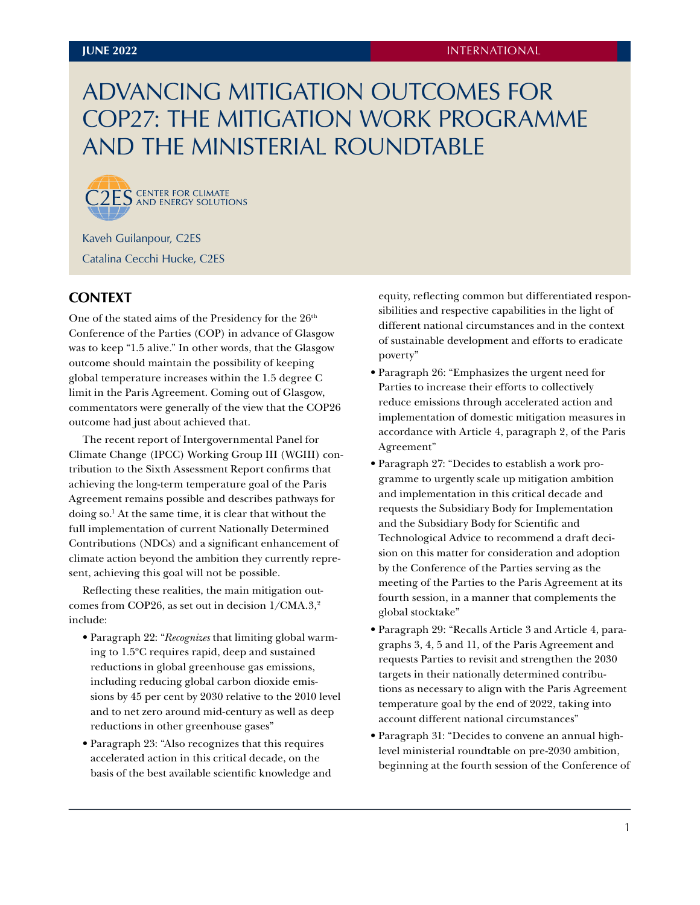JUNE 2022 | INTERNATIONAL

# ADVANCING MITIGATION OUTCOMES FOR COP27: THE MITIGATION WORK PROGRAMME AND THE MINISTERIAL ROUNDTABLE

C2ES CENTER FOR CLIMATE AND ENERGY SOLUTIONS

Kaveh Guilanpour, C2ES

Catalina Cecchi Hucke, C2ES

## CONTEXT

One of the stated aims of the Presidency for the 26th Conference of the Parties (COP) in advance of Glasgow was to keep "1.5 alive." In other words, that the Glasgow outcome should maintain the possibility of keeping global temperature increases within the 1.5 degree C limit in the Paris Agreement. Coming out of Glasgow, commentators were generally of the view that the COP26 outcome had just about achieved that.

The recent report of Intergovernmental Panel for Climate Change (IPCC) Working Group III (WGIII) contribution to the Sixth Assessment Report confirms that achieving the long-term temperature goal of the Paris Agreement remains possible and describes pathways for doing so.[1] At the same time, it is clear that without the full implementation of current Nationally Determined Contributions (NDCs) and a significant enhancement of climate action beyond the ambition they currently represent, achieving this goal will not be possible.

Reflecting these realities, the main mitigation outcomes from COP26, as set out in decision 1/CMA.3,[2] include:

- Paragraph 22: "*Recognizes* that limiting global warming to 1.5°C requires rapid, deep and sustained reductions in global greenhouse gas emissions, including reducing global carbon dioxide emissions by 45 per cent by 2030 relative to the 2010 level and to net zero around mid-century as well as deep reductions in other greenhouse gases"
- Paragraph 23: "Also recognizes that this requires accelerated action in this critical decade, on the basis of the best available scientific knowledge and equity, reflecting common but differentiated responsibilities and respective capabilities in the light of different national circumstances and in the context of sustainable development and efforts to eradicate poverty"
- Paragraph 26: "Emphasizes the urgent need for Parties to increase their efforts to collectively reduce emissions through accelerated action and implementation of domestic mitigation measures in accordance with Article 4, paragraph 2, of the Paris Agreement"
- Paragraph 27: "Decides to establish a work programme to urgently scale up mitigation ambition and implementation in this critical decade and requests the Subsidiary Body for Implementation and the Subsidiary Body for Scientific and Technological Advice to recommend a draft decision on this matter for consideration and adoption by the Conference of the Parties serving as the meeting of the Parties to the Paris Agreement at its fourth session, in a manner that complements the global stocktake"
- Paragraph 29: "Recalls Article 3 and Article 4, paragraphs 3, 4, 5 and 11, of the Paris Agreement and requests Parties to revisit and strengthen the 2030 targets in their nationally determined contributions as necessary to align with the Paris Agreement temperature goal by the end of 2022, taking into account different national circumstances"
- Paragraph 31: "Decides to convene an annual high-level ministerial roundtable on pre-2030 ambition, beginning at the fourth session of the Conference of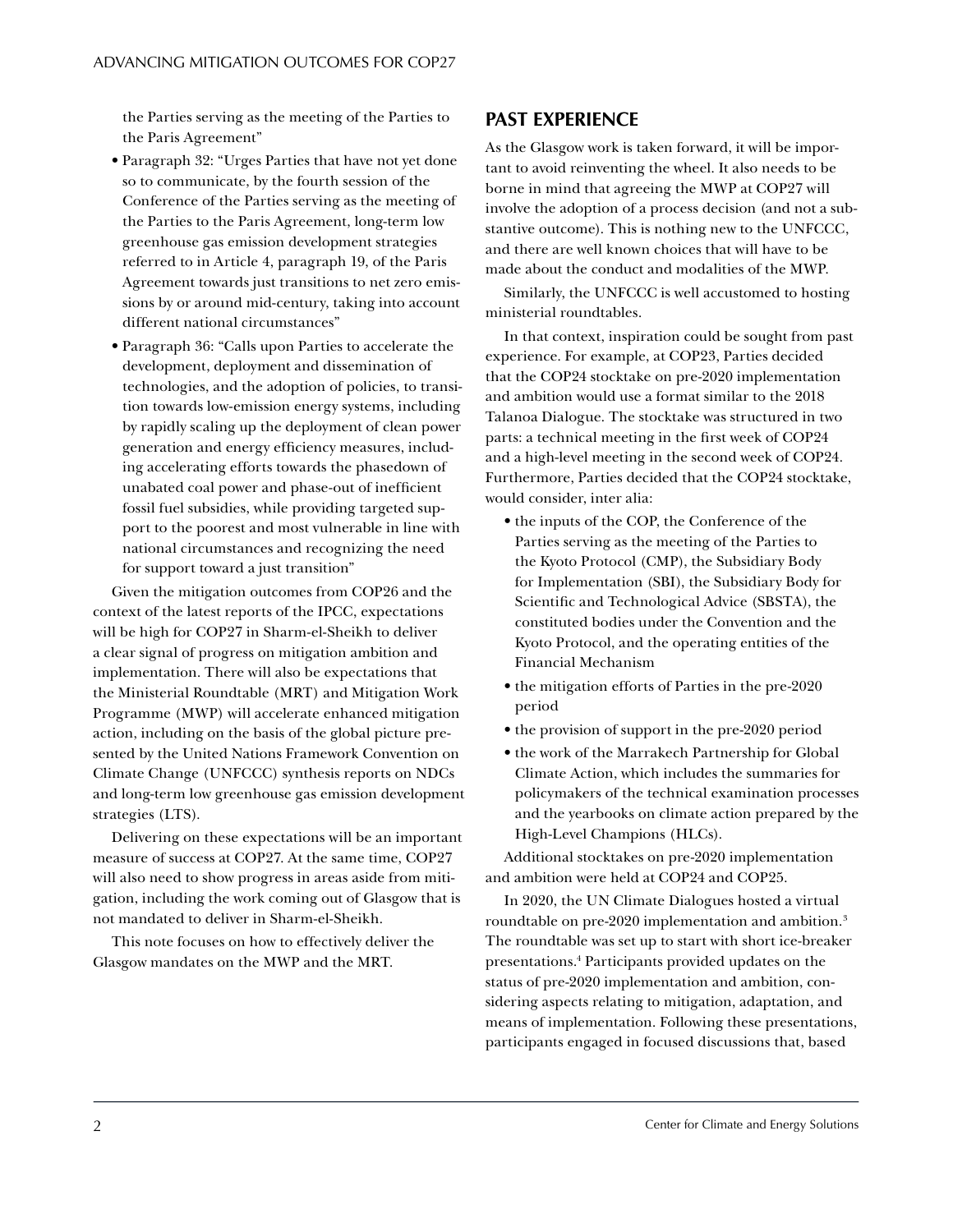the Parties serving as the meeting of the Parties to the Paris Agreement"

- Paragraph 32: "Urges Parties that have not yet done so to communicate, by the fourth session of the Conference of the Parties serving as the meeting of the Parties to the Paris Agreement, long-term low greenhouse gas emission development strategies referred to in Article 4, paragraph 19, of the Paris Agreement towards just transitions to net zero emissions by or around mid-century, taking into account different national circumstances"
- Paragraph 36: "Calls upon Parties to accelerate the development, deployment and dissemination of technologies, and the adoption of policies, to transition towards low-emission energy systems, including by rapidly scaling up the deployment of clean power generation and energy efficiency measures, including accelerating efforts towards the phasedown of unabated coal power and phase-out of inefficient fossil fuel subsidies, while providing targeted support to the poorest and most vulnerable in line with national circumstances and recognizing the need for support toward a just transition"

Given the mitigation outcomes from COP26 and the context of the latest reports of the IPCC, expectations will be high for COP27 in Sharm-el-Sheikh to deliver a clear signal of progress on mitigation ambition and implementation. There will also be expectations that the Ministerial Roundtable (MRT) and Mitigation Work Programme (MWP) will accelerate enhanced mitigation action, including on the basis of the global picture presented by the United Nations Framework Convention on Climate Change (UNFCCC) synthesis reports on NDCs and long-term low greenhouse gas emission development strategies (LTS).

Delivering on these expectations will be an important measure of success at COP27. At the same time, COP27 will also need to show progress in areas aside from mitigation, including the work coming out of Glasgow that is not mandated to deliver in Sharm-el-Sheikh.

This note focuses on how to effectively deliver the Glasgow mandates on the MWP and the MRT.

## PAST EXPERIENCE

As the Glasgow work is taken forward, it will be important to avoid reinventing the wheel. It also needs to be borne in mind that agreeing the MWP at COP27 will involve the adoption of a process decision (and not a substantive outcome). This is nothing new to the UNFCCC, and there are well known choices that will have to be made about the conduct and modalities of the MWP.

Similarly, the UNFCCC is well accustomed to hosting ministerial roundtables.

In that context, inspiration could be sought from past experience. For example, at COP23, Parties decided that the COP24 stocktake on pre-2020 implementation and ambition would use a format similar to the 2018 Talanoa Dialogue. The stocktake was structured in two parts: a technical meeting in the first week of COP24 and a high-level meeting in the second week of COP24. Furthermore, Parties decided that the COP24 stocktake, would consider, inter alia:

- the inputs of the COP, the Conference of the Parties serving as the meeting of the Parties to the Kyoto Protocol (CMP), the Subsidiary Body for Implementation (SBI), the Subsidiary Body for Scientific and Technological Advice (SBSTA), the constituted bodies under the Convention and the Kyoto Protocol, and the operating entities of the Financial Mechanism
- the mitigation efforts of Parties in the pre-2020 period
- the provision of support in the pre-2020 period
- the work of the Marrakech Partnership for Global Climate Action, which includes the summaries for policymakers of the technical examination processes and the yearbooks on climate action prepared by the High-Level Champions (HLCs).

Additional stocktakes on pre-2020 implementation and ambition were held at COP24 and COP25.

In 2020, the UN Climate Dialogues hosted a virtual roundtable on pre-2020 implementation and ambition.[3] The roundtable was set up to start with short ice-breaker presentations.[4] Participants provided updates on the status of pre-2020 implementation and ambition, considering aspects relating to mitigation, adaptation, and means of implementation. Following these presentations, participants engaged in focused discussions that, based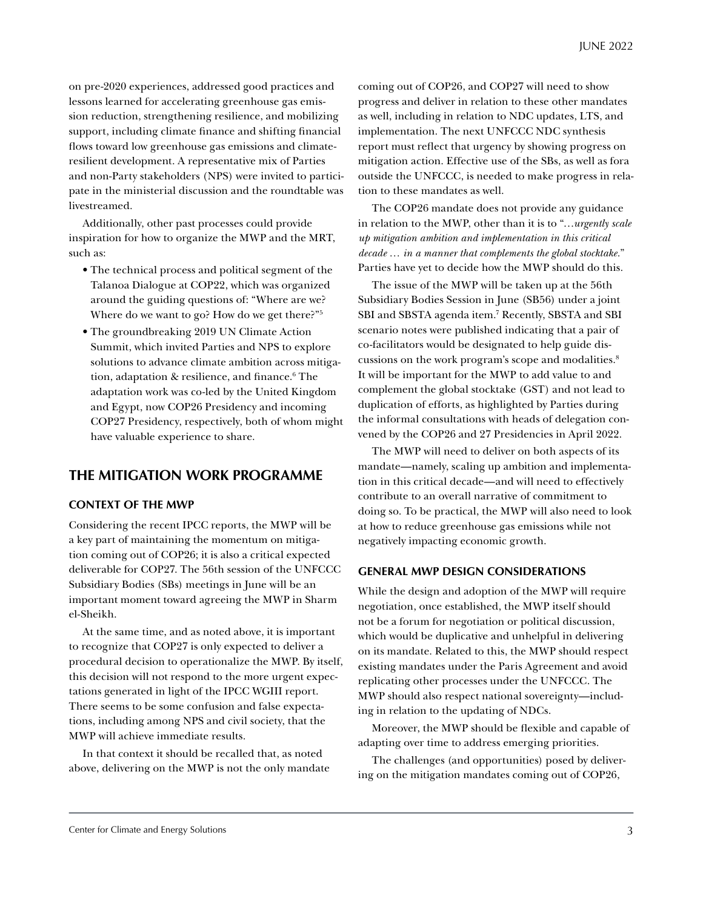on pre-2020 experiences, addressed good practices and lessons learned for accelerating greenhouse gas emission reduction, strengthening resilience, and mobilizing support, including climate finance and shifting financial flows toward low greenhouse gas emissions and climate-resilient development. A representative mix of Parties and non-Party stakeholders (NPS) were invited to participate in the ministerial discussion and the roundtable was livestreamed.

Additionally, other past processes could provide inspiration for how to organize the MWP and the MRT, such as:

- The technical process and political segment of the Talanoa Dialogue at COP22, which was organized around the guiding questions of: "Where are we? Where do we want to go? How do we get there?"[5]
- The groundbreaking 2019 UN Climate Action Summit, which invited Parties and NPS to explore solutions to advance climate ambition across mitigation, adaptation & resilience, and finance.[6] The adaptation work was co-led by the United Kingdom and Egypt, now COP26 Presidency and incoming COP27 Presidency, respectively, both of whom might have valuable experience to share.

## THE MITIGATION WORK PROGRAMME

### CONTEXT OF THE MWP

Considering the recent IPCC reports, the MWP will be a key part of maintaining the momentum on mitigation coming out of COP26; it is also a critical expected deliverable for COP27. The 56th session of the UNFCCC Subsidiary Bodies (SBs) meetings in June will be an important moment toward agreeing the MWP in Sharm el-Sheikh.

At the same time, and as noted above, it is important to recognize that COP27 is only expected to deliver a procedural decision to operationalize the MWP. By itself, this decision will not respond to the more urgent expectations generated in light of the IPCC WGIII report. There seems to be some confusion and false expectations, including among NPS and civil society, that the MWP will achieve immediate results.

In that context it should be recalled that, as noted above, delivering on the MWP is not the only mandate coming out of COP26, and COP27 will need to show progress and deliver in relation to these other mandates as well, including in relation to NDC updates, LTS, and implementation. The next UNFCCC NDC synthesis report must reflect that urgency by showing progress on mitigation action. Effective use of the SBs, as well as fora outside the UNFCCC, is needed to make progress in relation to these mandates as well.

The COP26 mandate does not provide any guidance in relation to the MWP, other than it is to "*…urgently scale up mitigation ambition and implementation in this critical decade … in a manner that complements the global stocktake.*" Parties have yet to decide how the MWP should do this.

The issue of the MWP will be taken up at the 56th Subsidiary Bodies Session in June (SB56) under a joint SBI and SBSTA agenda item.[7] Recently, SBSTA and SBI scenario notes were published indicating that a pair of co-facilitators would be designated to help guide discussions on the work program's scope and modalities.[8] It will be important for the MWP to add value to and complement the global stocktake (GST) and not lead to duplication of efforts, as highlighted by Parties during the informal consultations with heads of delegation convened by the COP26 and 27 Presidencies in April 2022.

The MWP will need to deliver on both aspects of its mandate—namely, scaling up ambition and implementation in this critical decade—and will need to effectively contribute to an overall narrative of commitment to doing so. To be practical, the MWP will also need to look at how to reduce greenhouse gas emissions while not negatively impacting economic growth.

### GENERAL MWP DESIGN CONSIDERATIONS

While the design and adoption of the MWP will require negotiation, once established, the MWP itself should not be a forum for negotiation or political discussion, which would be duplicative and unhelpful in delivering on its mandate. Related to this, the MWP should respect existing mandates under the Paris Agreement and avoid replicating other processes under the UNFCCC. The MWP should also respect national sovereignty—including in relation to the updating of NDCs.

Moreover, the MWP should be flexible and capable of adapting over time to address emerging priorities.

The challenges (and opportunities) posed by delivering on the mitigation mandates coming out of COP26,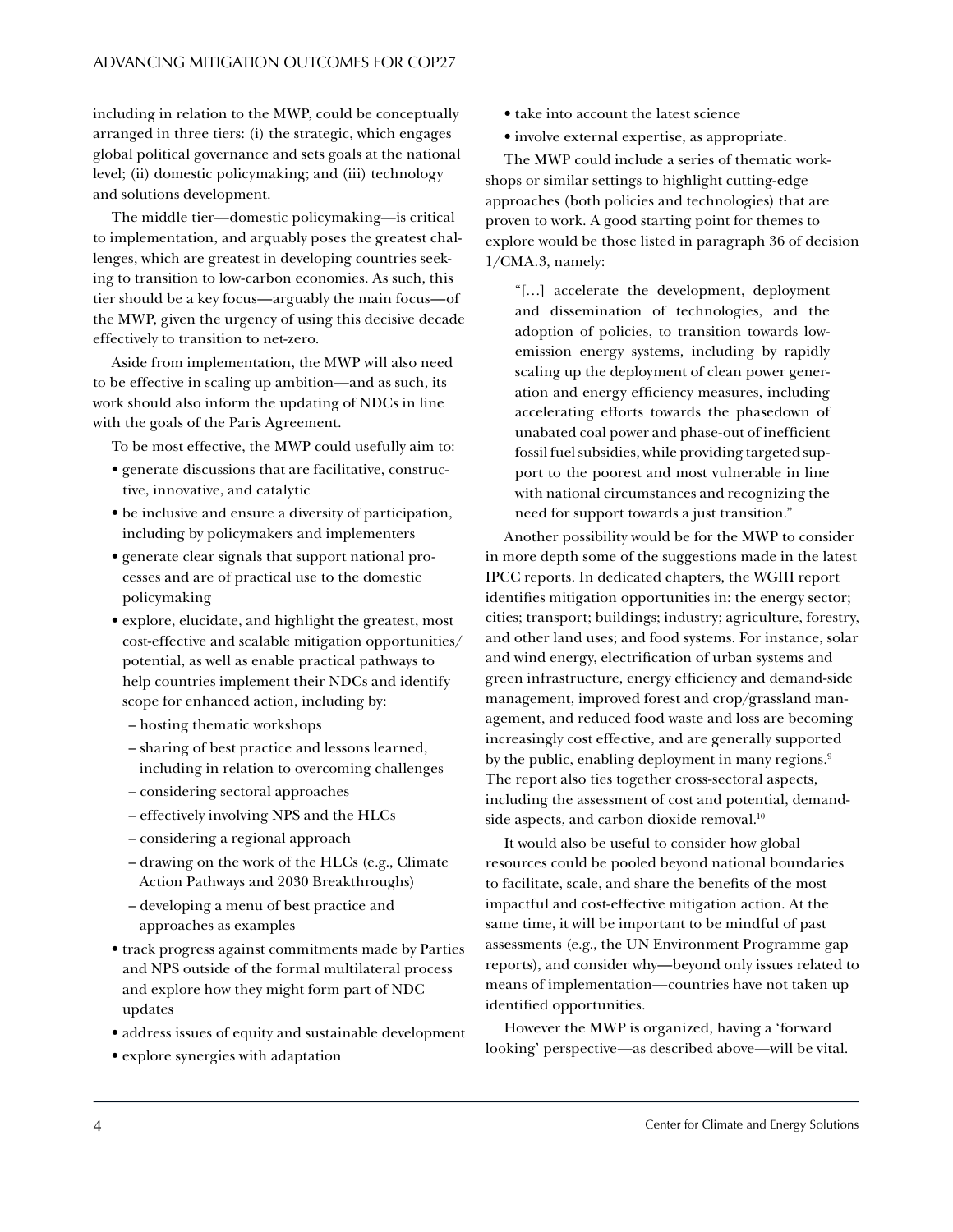including in relation to the MWP, could be conceptually arranged in three tiers: (i) the strategic, which engages global political governance and sets goals at the national level; (ii) domestic policymaking; and (iii) technology and solutions development.

The middle tier—domestic policymaking—is critical to implementation, and arguably poses the greatest challenges, which are greatest in developing countries seeking to transition to low-carbon economies. As such, this tier should be a key focus—arguably the main focus—of the MWP, given the urgency of using this decisive decade effectively to transition to net-zero.

Aside from implementation, the MWP will also need to be effective in scaling up ambition—and as such, its work should also inform the updating of NDCs in line with the goals of the Paris Agreement.

To be most effective, the MWP could usefully aim to:

- generate discussions that are facilitative, constructive, innovative, and catalytic
- be inclusive and ensure a diversity of participation, including by policymakers and implementers
- generate clear signals that support national processes and are of practical use to the domestic policymaking
- explore, elucidate, and highlight the greatest, most cost-effective and scalable mitigation opportunities/potential, as well as enable practical pathways to help countries implement their NDCs and identify scope for enhanced action, including by:
  - hosting thematic workshops
  - sharing of best practice and lessons learned, including in relation to overcoming challenges
  - considering sectoral approaches
  - effectively involving NPS and the HLCs
  - considering a regional approach
  - drawing on the work of the HLCs (e.g., Climate Action Pathways and 2030 Breakthroughs)
  - developing a menu of best practice and approaches as examples
- track progress against commitments made by Parties and NPS outside of the formal multilateral process and explore how they might form part of NDC updates
- address issues of equity and sustainable development
- explore synergies with adaptation
- take into account the latest science
- involve external expertise, as appropriate.

The MWP could include a series of thematic workshops or similar settings to highlight cutting-edge approaches (both policies and technologies) that are proven to work. A good starting point for themes to explore would be those listed in paragraph 36 of decision 1/CMA.3, namely:

> "[…] accelerate the development, deployment and dissemination of technologies, and the adoption of policies, to transition towards low-emission energy systems, including by rapidly scaling up the deployment of clean power generation and energy efficiency measures, including accelerating efforts towards the phasedown of unabated coal power and phase-out of inefficient fossil fuel subsidies, while providing targeted support to the poorest and most vulnerable in line with national circumstances and recognizing the need for support towards a just transition."

Another possibility would be for the MWP to consider in more depth some of the suggestions made in the latest IPCC reports. In dedicated chapters, the WGIII report identifies mitigation opportunities in: the energy sector; cities; transport; buildings; industry; agriculture, forestry, and other land uses; and food systems. For instance, solar and wind energy, electrification of urban systems and green infrastructure, energy efficiency and demand-side management, improved forest and crop/grassland management, and reduced food waste and loss are becoming increasingly cost effective, and are generally supported by the public, enabling deployment in many regions.[9] The report also ties together cross-sectoral aspects, including the assessment of cost and potential, demand-side aspects, and carbon dioxide removal.[10]

It would also be useful to consider how global resources could be pooled beyond national boundaries to facilitate, scale, and share the benefits of the most impactful and cost-effective mitigation action. At the same time, it will be important to be mindful of past assessments (e.g., the UN Environment Programme gap reports), and consider why—beyond only issues related to means of implementation—countries have not taken up identified opportunities.

However the MWP is organized, having a 'forward looking' perspective—as described above—will be vital.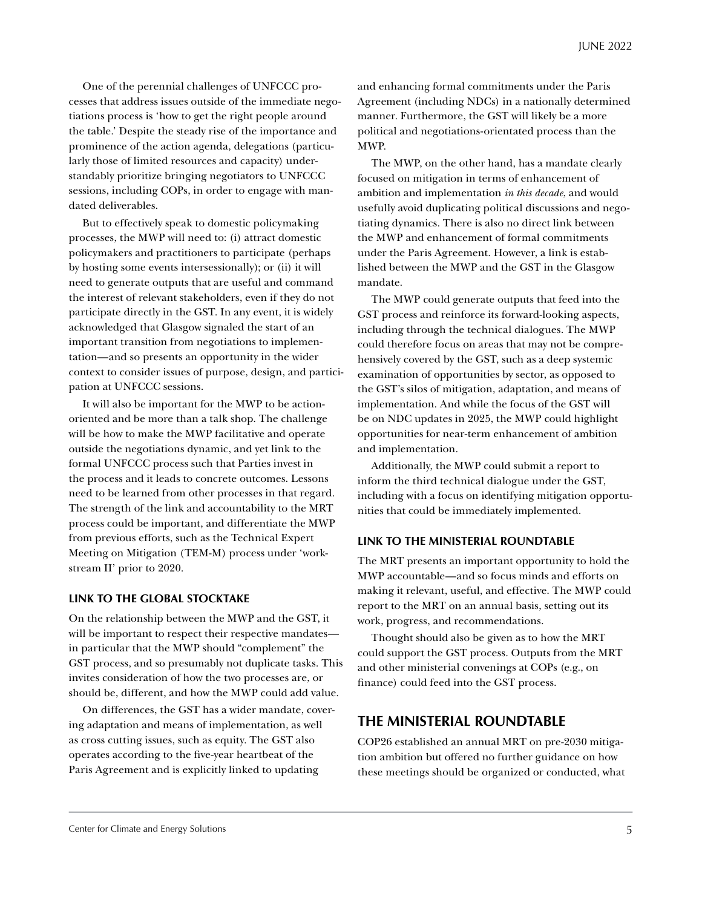One of the perennial challenges of UNFCCC processes that address issues outside of the immediate negotiations process is 'how to get the right people around the table.' Despite the steady rise of the importance and prominence of the action agenda, delegations (particularly those of limited resources and capacity) understandably prioritize bringing negotiators to UNFCCC sessions, including COPs, in order to engage with mandated deliverables.

But to effectively speak to domestic policymaking processes, the MWP will need to: (i) attract domestic policymakers and practitioners to participate (perhaps by hosting some events intersessionally); or (ii) it will need to generate outputs that are useful and command the interest of relevant stakeholders, even if they do not participate directly in the GST. In any event, it is widely acknowledged that Glasgow signaled the start of an important transition from negotiations to implementation—and so presents an opportunity in the wider context to consider issues of purpose, design, and participation at UNFCCC sessions.

It will also be important for the MWP to be action-oriented and be more than a talk shop. The challenge will be how to make the MWP facilitative and operate outside the negotiations dynamic, and yet link to the formal UNFCCC process such that Parties invest in the process and it leads to concrete outcomes. Lessons need to be learned from other processes in that regard. The strength of the link and accountability to the MRT process could be important, and differentiate the MWP from previous efforts, such as the Technical Expert Meeting on Mitigation (TEM-M) process under 'workstream II' prior to 2020.

### LINK TO THE GLOBAL STOCKTAKE

On the relationship between the MWP and the GST, it will be important to respect their respective mandates—in particular that the MWP should "complement" the GST process, and so presumably not duplicate tasks. This invites consideration of how the two processes are, or should be, different, and how the MWP could add value.

On differences, the GST has a wider mandate, covering adaptation and means of implementation, as well as cross cutting issues, such as equity. The GST also operates according to the five-year heartbeat of the Paris Agreement and is explicitly linked to updating and enhancing formal commitments under the Paris Agreement (including NDCs) in a nationally determined manner. Furthermore, the GST will likely be a more political and negotiations-orientated process than the MWP.

The MWP, on the other hand, has a mandate clearly focused on mitigation in terms of enhancement of ambition and implementation *in this decade*, and would usefully avoid duplicating political discussions and negotiating dynamics. There is also no direct link between the MWP and enhancement of formal commitments under the Paris Agreement. However, a link is established between the MWP and the GST in the Glasgow mandate.

The MWP could generate outputs that feed into the GST process and reinforce its forward-looking aspects, including through the technical dialogues. The MWP could therefore focus on areas that may not be comprehensively covered by the GST, such as a deep systemic examination of opportunities by sector, as opposed to the GST's silos of mitigation, adaptation, and means of implementation. And while the focus of the GST will be on NDC updates in 2025, the MWP could highlight opportunities for near-term enhancement of ambition and implementation.

Additionally, the MWP could submit a report to inform the third technical dialogue under the GST, including with a focus on identifying mitigation opportunities that could be immediately implemented.

### LINK TO THE MINISTERIAL ROUNDTABLE

The MRT presents an important opportunity to hold the MWP accountable—and so focus minds and efforts on making it relevant, useful, and effective. The MWP could report to the MRT on an annual basis, setting out its work, progress, and recommendations.

Thought should also be given as to how the MRT could support the GST process. Outputs from the MRT and other ministerial convenings at COPs (e.g., on finance) could feed into the GST process.

## THE MINISTERIAL ROUNDTABLE

COP26 established an annual MRT on pre-2030 mitigation ambition but offered no further guidance on how these meetings should be organized or conducted, what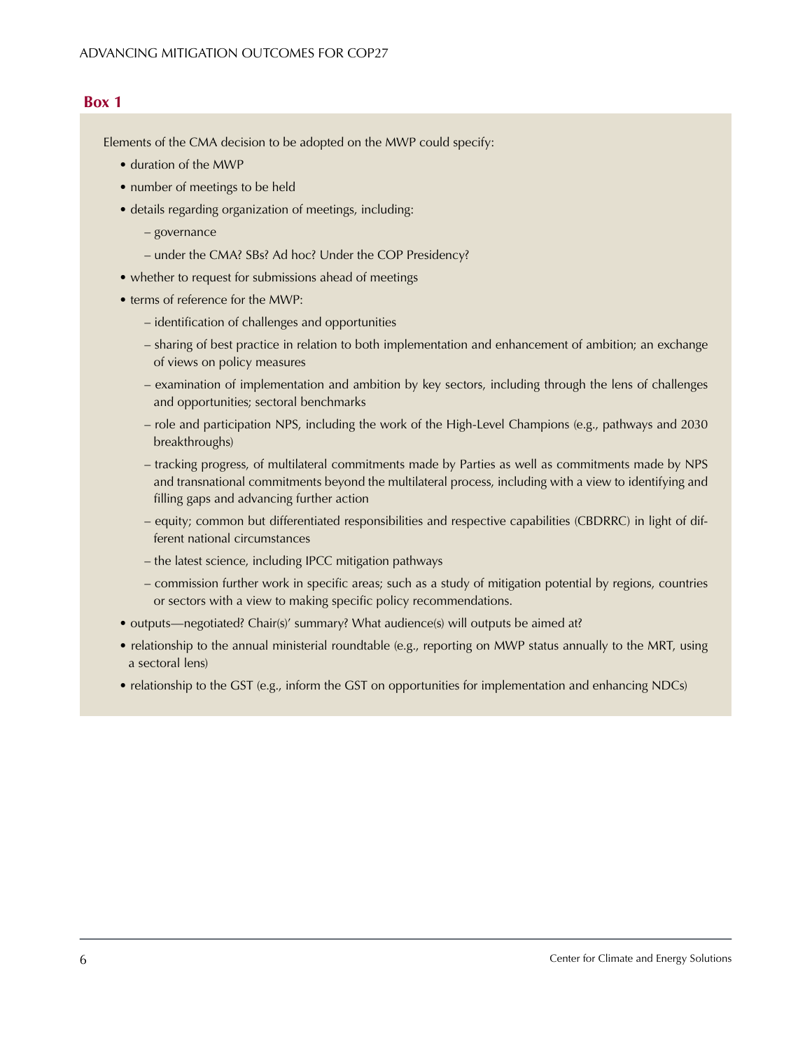## Box 1

Elements of the CMA decision to be adopted on the MWP could specify:

- duration of the MWP
- number of meetings to be held
- details regarding organization of meetings, including:
  - governance
  - under the CMA? SBs? Ad hoc? Under the COP Presidency?
- whether to request for submissions ahead of meetings
- terms of reference for the MWP:
  - identification of challenges and opportunities
  - sharing of best practice in relation to both implementation and enhancement of ambition; an exchange of views on policy measures
  - examination of implementation and ambition by key sectors, including through the lens of challenges and opportunities; sectoral benchmarks
  - role and participation NPS, including the work of the High-Level Champions (e.g., pathways and 2030 breakthroughs)
  - tracking progress, of multilateral commitments made by Parties as well as commitments made by NPS and transnational commitments beyond the multilateral process, including with a view to identifying and filling gaps and advancing further action
  - equity; common but differentiated responsibilities and respective capabilities (CBDRRC) in light of different national circumstances
  - the latest science, including IPCC mitigation pathways
  - commission further work in specific areas; such as a study of mitigation potential by regions, countries or sectors with a view to making specific policy recommendations.
- outputs—negotiated? Chair(s)' summary? What audience(s) will outputs be aimed at?
- relationship to the annual ministerial roundtable (e.g., reporting on MWP status annually to the MRT, using a sectoral lens)
- relationship to the GST (e.g., inform the GST on opportunities for implementation and enhancing NDCs)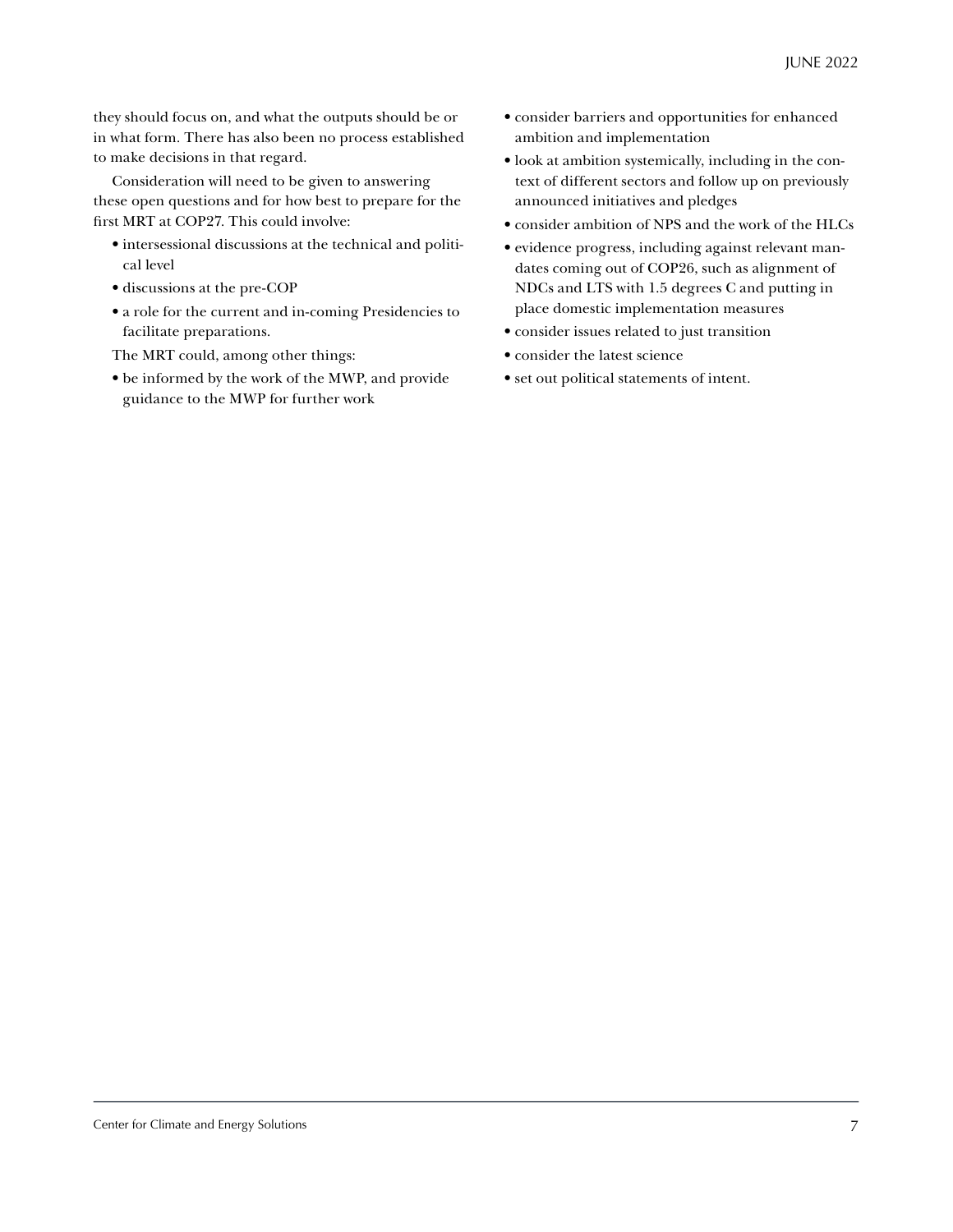they should focus on, and what the outputs should be or in what form. There has also been no process established to make decisions in that regard.

Consideration will need to be given to answering these open questions and for how best to prepare for the first MRT at COP27. This could involve:

- intersessional discussions at the technical and political level
- discussions at the pre-COP
- a role for the current and in-coming Presidencies to facilitate preparations.

The MRT could, among other things:

- be informed by the work of the MWP, and provide guidance to the MWP for further work
- consider barriers and opportunities for enhanced ambition and implementation
- look at ambition systemically, including in the context of different sectors and follow up on previously announced initiatives and pledges
- consider ambition of NPS and the work of the HLCs
- evidence progress, including against relevant mandates coming out of COP26, such as alignment of NDCs and LTS with 1.5 degrees C and putting in place domestic implementation measures
- consider issues related to just transition
- consider the latest science
- set out political statements of intent.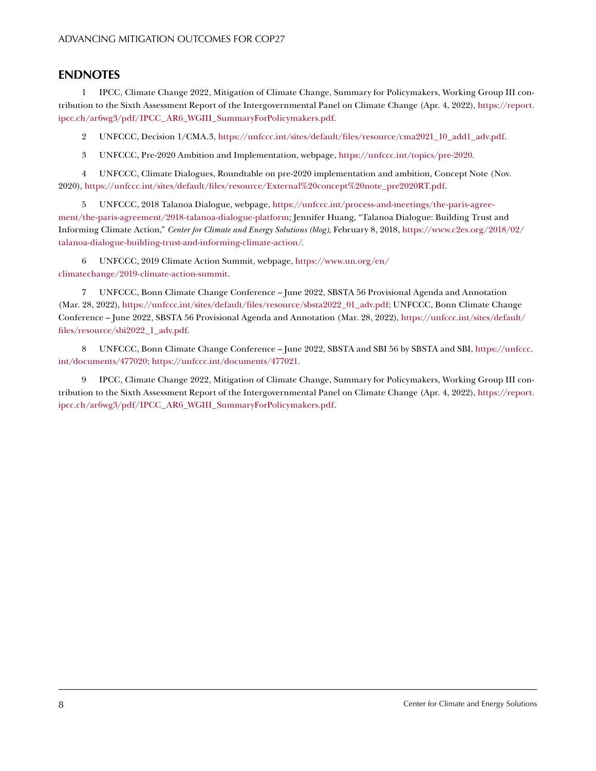## ENDNOTES

1 IPCC, Climate Change 2022, Mitigation of Climate Change, Summary for Policymakers, Working Group III contribution to the Sixth Assessment Report of the Intergovernmental Panel on Climate Change (Apr. 4, 2022), https://report.ipcc.ch/ar6wg3/pdf/IPCC_AR6_WGIII_SummaryForPolicymakers.pdf.

2 UNFCCC, Decision 1/CMA.3, https://unfccc.int/sites/default/files/resource/cma2021_10_add1_adv.pdf.

3 UNFCCC, Pre-2020 Ambition and Implementation, webpage, https://unfccc.int/topics/pre-2020.

4 UNFCCC, Climate Dialogues, Roundtable on pre-2020 implementation and ambition, Concept Note (Nov. 2020), https://unfccc.int/sites/default/files/resource/External%20concept%20note_pre2020RT.pdf.

5 UNFCCC, 2018 Talanoa Dialogue, webpage, https://unfccc.int/process-and-meetings/the-paris-agreement/the-paris-agreement/2018-talanoa-dialogue-platform; Jennifer Huang, "Talanoa Dialogue: Building Trust and Informing Climate Action," *Center for Climate and Energy Solutions (blog),* February 8, 2018, https://www.c2es.org/2018/02/talanoa-dialogue-building-trust-and-informing-climate-action/.

6 UNFCCC, 2019 Climate Action Summit, webpage, https://www.un.org/en/climatechange/2019-climate-action-summit.

7 UNFCCC, Bonn Climate Change Conference – June 2022, SBSTA 56 Provisional Agenda and Annotation (Mar. 28, 2022), https://unfccc.int/sites/default/files/resource/sbsta2022_01_adv.pdf; UNFCCC, Bonn Climate Change Conference – June 2022, SBSTA 56 Provisional Agenda and Annotation (Mar. 28, 2022), https://unfccc.int/sites/default/files/resource/sbi2022_1_adv.pdf.

8 UNFCCC, Bonn Climate Change Conference – June 2022, SBSTA and SBI 56 by SBSTA and SBI, https://unfccc.int/documents/477020; https://unfccc.int/documents/477021.

9 IPCC, Climate Change 2022, Mitigation of Climate Change, Summary for Policymakers, Working Group III contribution to the Sixth Assessment Report of the Intergovernmental Panel on Climate Change (Apr. 4, 2022), https://report.ipcc.ch/ar6wg3/pdf/IPCC_AR6_WGIII_SummaryForPolicymakers.pdf.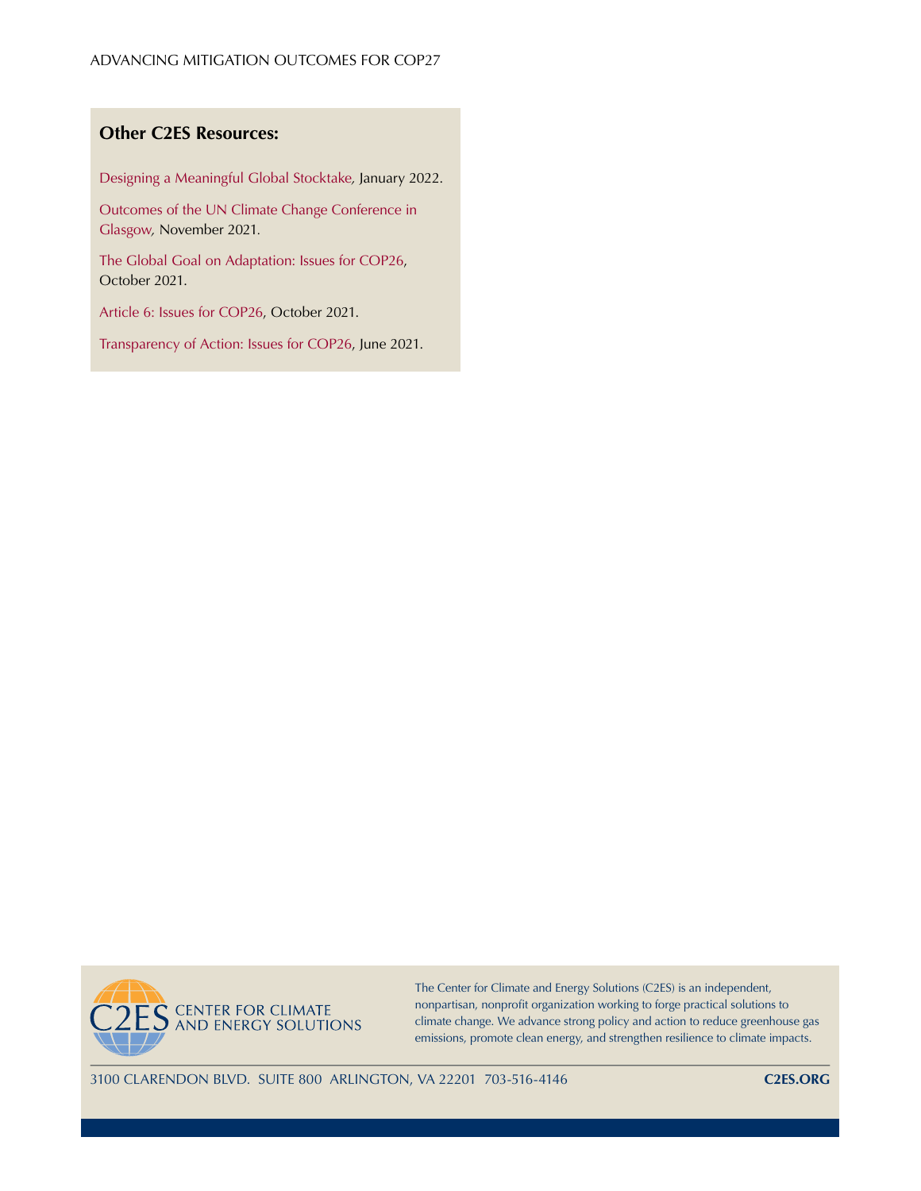## Other C2ES Resources:

Designing a Meaningful Global Stocktake, January 2022.

Outcomes of the UN Climate Change Conference in Glasgow, November 2021.

The Global Goal on Adaptation: Issues for COP26, October 2021.

Article 6: Issues for COP26, October 2021.

Transparency of Action: Issues for COP26, June 2021.

C2ES CENTER FOR CLIMATE AND ENERGY SOLUTIONS

The Center for Climate and Energy Solutions (C2ES) is an independent, nonpartisan, nonprofit organization working to forge practical solutions to climate change. We advance strong policy and action to reduce greenhouse gas emissions, promote clean energy, and strengthen resilience to climate impacts.

3100 CLARENDON BLVD. SUITE 800 ARLINGTON, VA 22201 703-516-4146

**C2ES.ORG**